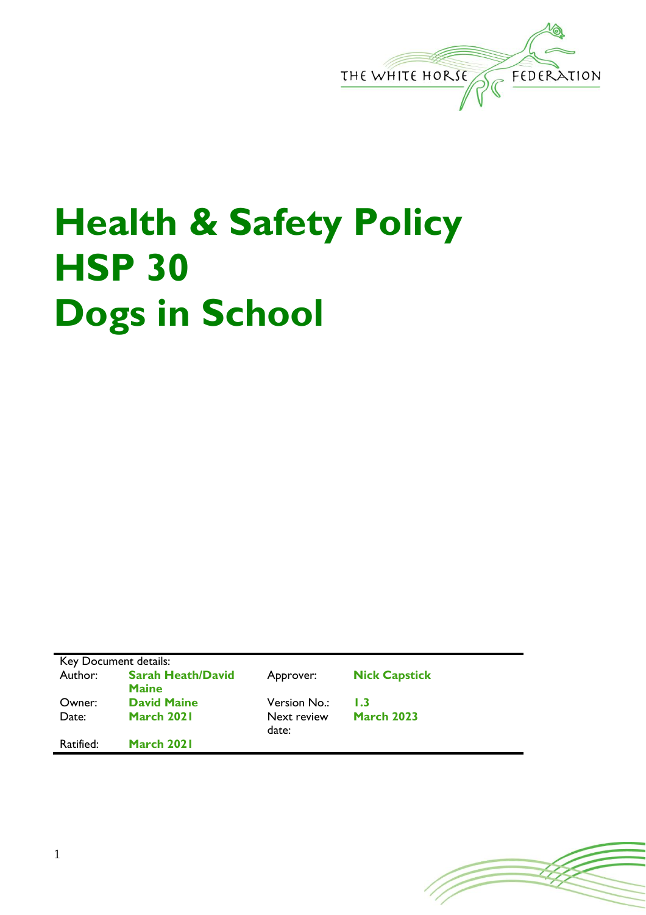# Health & Safety Policy HSP 30 Dogs in School

| Key Document details: | | | |
|---|---|---|---|
| Author: | **Sarah Heath/David Maine** | Approver: | **Nick Capstick** |
| Owner: | **David Maine** | Version No.: | **1.3** |
| Date: | **March 2021** | Next review date: | **March 2023** |
| Ratified: | **March 2021** | | |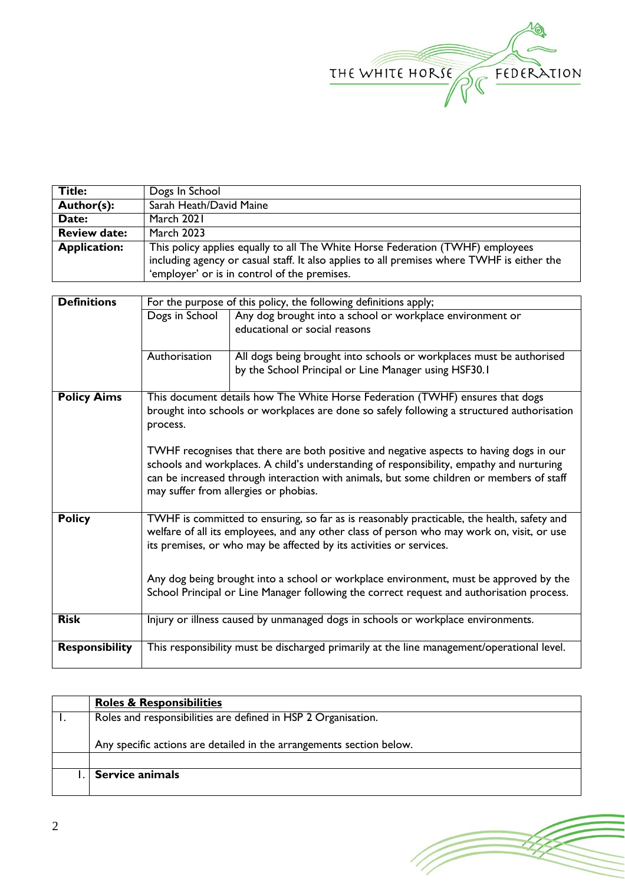| **Title:** | Dogs In School |
|---|---|
| **Author(s):** | Sarah Heath/David Maine |
| **Date:** | March 2021 |
| **Review date:** | March 2023 |
| **Application:** | This policy applies equally to all The White Horse Federation (TWHF) employees including agency or casual staff. It also applies to all premises where TWHF is either the 'employer' or is in control of the premises. |

| **Definitions** | For the purpose of this policy, the following definitions apply; | |
|---|---|---|
| | Dogs in School | Any dog brought into a school or workplace environment or educational or social reasons |
| | Authorisation | All dogs being brought into schools or workplaces must be authorised by the School Principal or Line Manager using HSF30.1 |
| **Policy Aims** | This document details how The White Horse Federation (TWHF) ensures that dogs brought into schools or workplaces are done so safely following a structured authorisation process.<br><br>TWHF recognises that there are both positive and negative aspects to having dogs in our schools and workplaces. A child's understanding of responsibility, empathy and nurturing can be increased through interaction with animals, but some children or members of staff may suffer from allergies or phobias. | |
| **Policy** | TWHF is committed to ensuring, so far as is reasonably practicable, the health, safety and welfare of all its employees, and any other class of person who may work on, visit, or use its premises, or who may be affected by its activities or services.<br><br>Any dog being brought into a school or workplace environment, must be approved by the School Principal or Line Manager following the correct request and authorisation process. | |
| **Risk** | Injury or illness caused by unmanaged dogs in schools or workplace environments. | |
| **Responsibility** | This responsibility must be discharged primarily at the line management/operational level. | |

| | **Roles & Responsibilities** |
|---|---|
| 1. | Roles and responsibilities are defined in HSP 2 Organisation.<br><br>Any specific actions are detailed in the arrangements section below. |
| | |
| 1. | **Service animals** |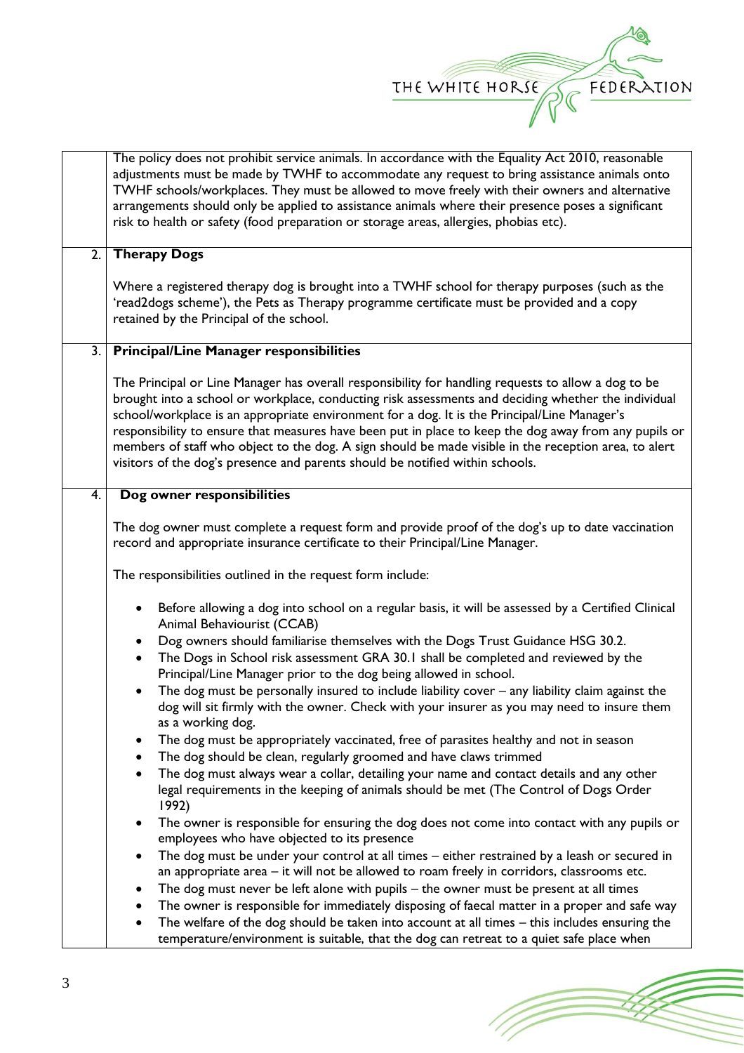The policy does not prohibit service animals. In accordance with the Equality Act 2010, reasonable adjustments must be made by TWHF to accommodate any request to bring assistance animals onto TWHF schools/workplaces. They must be allowed to move freely with their owners and alternative arrangements should only be applied to assistance animals where their presence poses a significant risk to health or safety (food preparation or storage areas, allergies, phobias etc).

## 2. Therapy Dogs

Where a registered therapy dog is brought into a TWHF school for therapy purposes (such as the 'read2dogs scheme'), the Pets as Therapy programme certificate must be provided and a copy retained by the Principal of the school.

## 3. Principal/Line Manager responsibilities

The Principal or Line Manager has overall responsibility for handling requests to allow a dog to be brought into a school or workplace, conducting risk assessments and deciding whether the individual school/workplace is an appropriate environment for a dog. It is the Principal/Line Manager's responsibility to ensure that measures have been put in place to keep the dog away from any pupils or members of staff who object to the dog. A sign should be made visible in the reception area, to alert visitors of the dog's presence and parents should be notified within schools.

## 4. Dog owner responsibilities

The dog owner must complete a request form and provide proof of the dog's up to date vaccination record and appropriate insurance certificate to their Principal/Line Manager.

The responsibilities outlined in the request form include:

- Before allowing a dog into school on a regular basis, it will be assessed by a Certified Clinical Animal Behaviourist (CCAB)
- Dog owners should familiarise themselves with the Dogs Trust Guidance HSG 30.2.
- The Dogs in School risk assessment GRA 30.1 shall be completed and reviewed by the Principal/Line Manager prior to the dog being allowed in school.
- The dog must be personally insured to include liability cover – any liability claim against the dog will sit firmly with the owner. Check with your insurer as you may need to insure them as a working dog.
- The dog must be appropriately vaccinated, free of parasites healthy and not in season
- The dog should be clean, regularly groomed and have claws trimmed
- The dog must always wear a collar, detailing your name and contact details and any other legal requirements in the keeping of animals should be met (The Control of Dogs Order 1992)
- The owner is responsible for ensuring the dog does not come into contact with any pupils or employees who have objected to its presence
- The dog must be under your control at all times – either restrained by a leash or secured in an appropriate area – it will not be allowed to roam freely in corridors, classrooms etc.
- The dog must never be left alone with pupils – the owner must be present at all times
- The owner is responsible for immediately disposing of faecal matter in a proper and safe way
- The welfare of the dog should be taken into account at all times – this includes ensuring the temperature/environment is suitable, that the dog can retreat to a quiet safe place when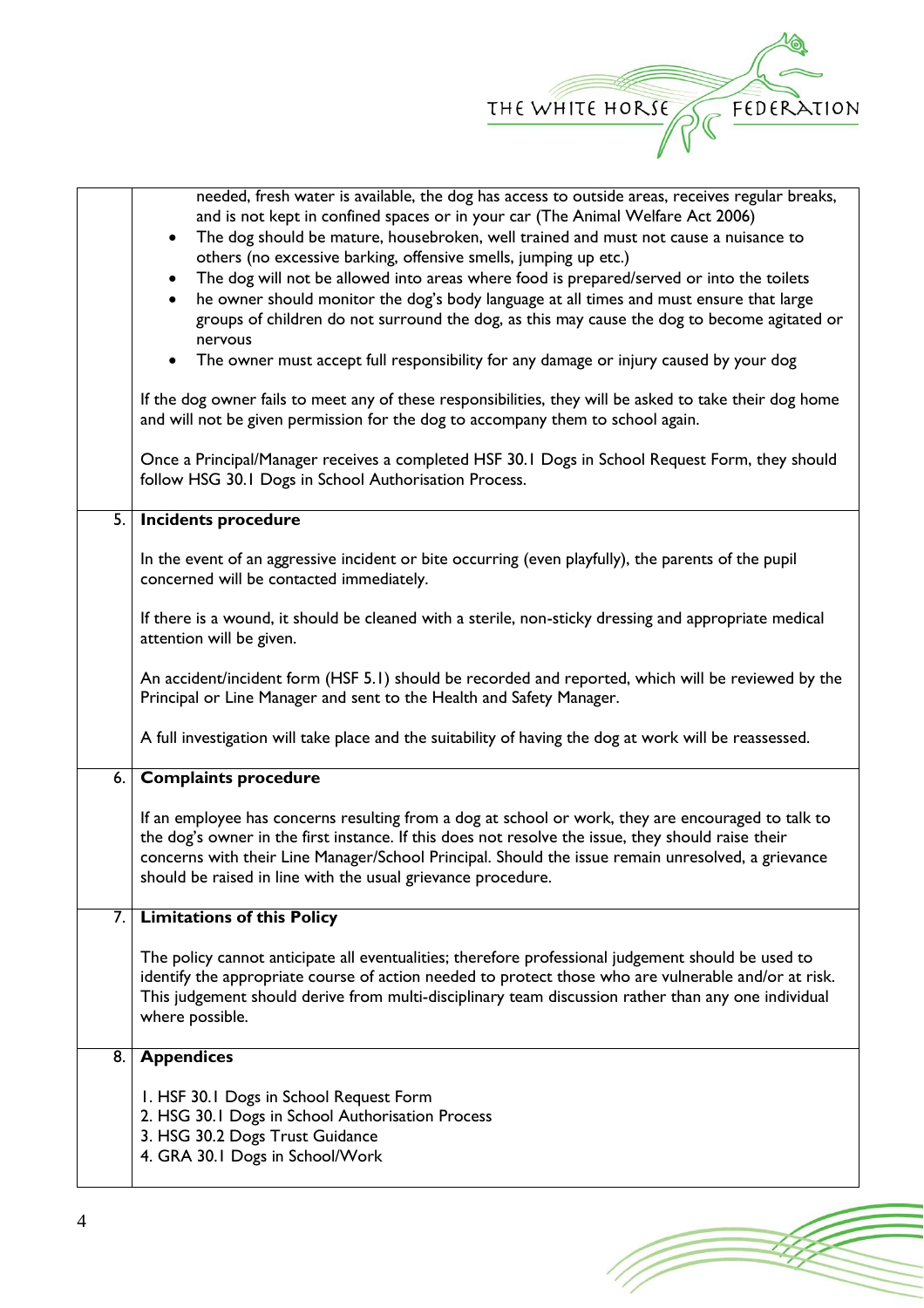needed, fresh water is available, the dog has access to outside areas, receives regular breaks, and is not kept in confined spaces or in your car (The Animal Welfare Act 2006)

- The dog should be mature, housebroken, well trained and must not cause a nuisance to others (no excessive barking, offensive smells, jumping up etc.)
- The dog will not be allowed into areas where food is prepared/served or into the toilets
- he owner should monitor the dog's body language at all times and must ensure that large groups of children do not surround the dog, as this may cause the dog to become agitated or nervous
- The owner must accept full responsibility for any damage or injury caused by your dog

If the dog owner fails to meet any of these responsibilities, they will be asked to take their dog home and will not be given permission for the dog to accompany them to school again.

Once a Principal/Manager receives a completed HSF 30.1 Dogs in School Request Form, they should follow HSG 30.1 Dogs in School Authorisation Process.

## 5. Incidents procedure

In the event of an aggressive incident or bite occurring (even playfully), the parents of the pupil concerned will be contacted immediately.

If there is a wound, it should be cleaned with a sterile, non-sticky dressing and appropriate medical attention will be given.

An accident/incident form (HSF 5.1) should be recorded and reported, which will be reviewed by the Principal or Line Manager and sent to the Health and Safety Manager.

A full investigation will take place and the suitability of having the dog at work will be reassessed.

## 6. Complaints procedure

If an employee has concerns resulting from a dog at school or work, they are encouraged to talk to the dog's owner in the first instance. If this does not resolve the issue, they should raise their concerns with their Line Manager/School Principal. Should the issue remain unresolved, a grievance should be raised in line with the usual grievance procedure.

## 7. Limitations of this Policy

The policy cannot anticipate all eventualities; therefore professional judgement should be used to identify the appropriate course of action needed to protect those who are vulnerable and/or at risk. This judgement should derive from multi-disciplinary team discussion rather than any one individual where possible.

## 8. Appendices

1. HSF 30.1 Dogs in School Request Form
2. HSG 30.1 Dogs in School Authorisation Process
3. HSG 30.2 Dogs Trust Guidance
4. GRA 30.1 Dogs in School/Work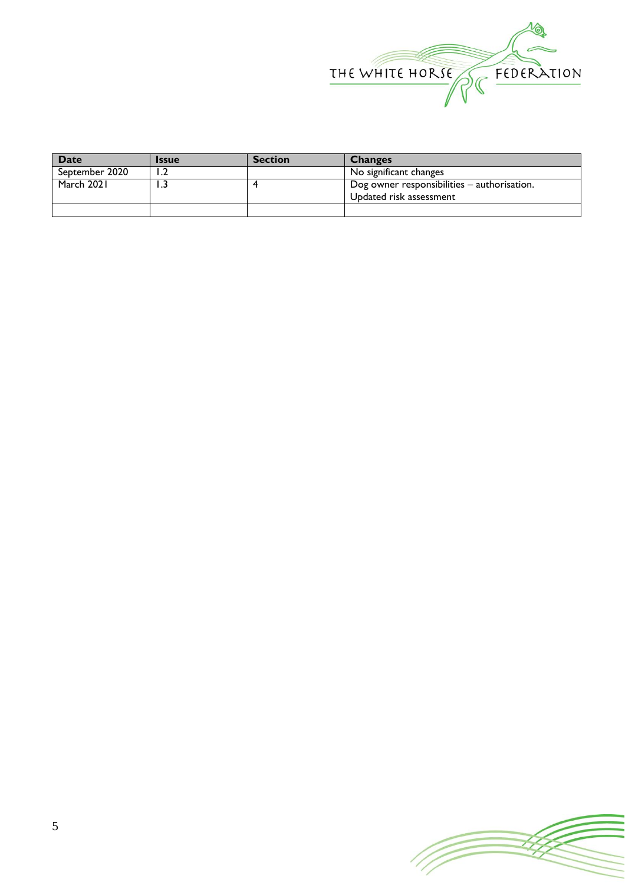| Date | Issue | Section | Changes |
| --- | --- | --- | --- |
| September 2020 | 1.2 | | No significant changes |
| March 2021 | 1.3 | 4 | Dog owner responsibilities – authorisation. Updated risk assessment |
| | | | |